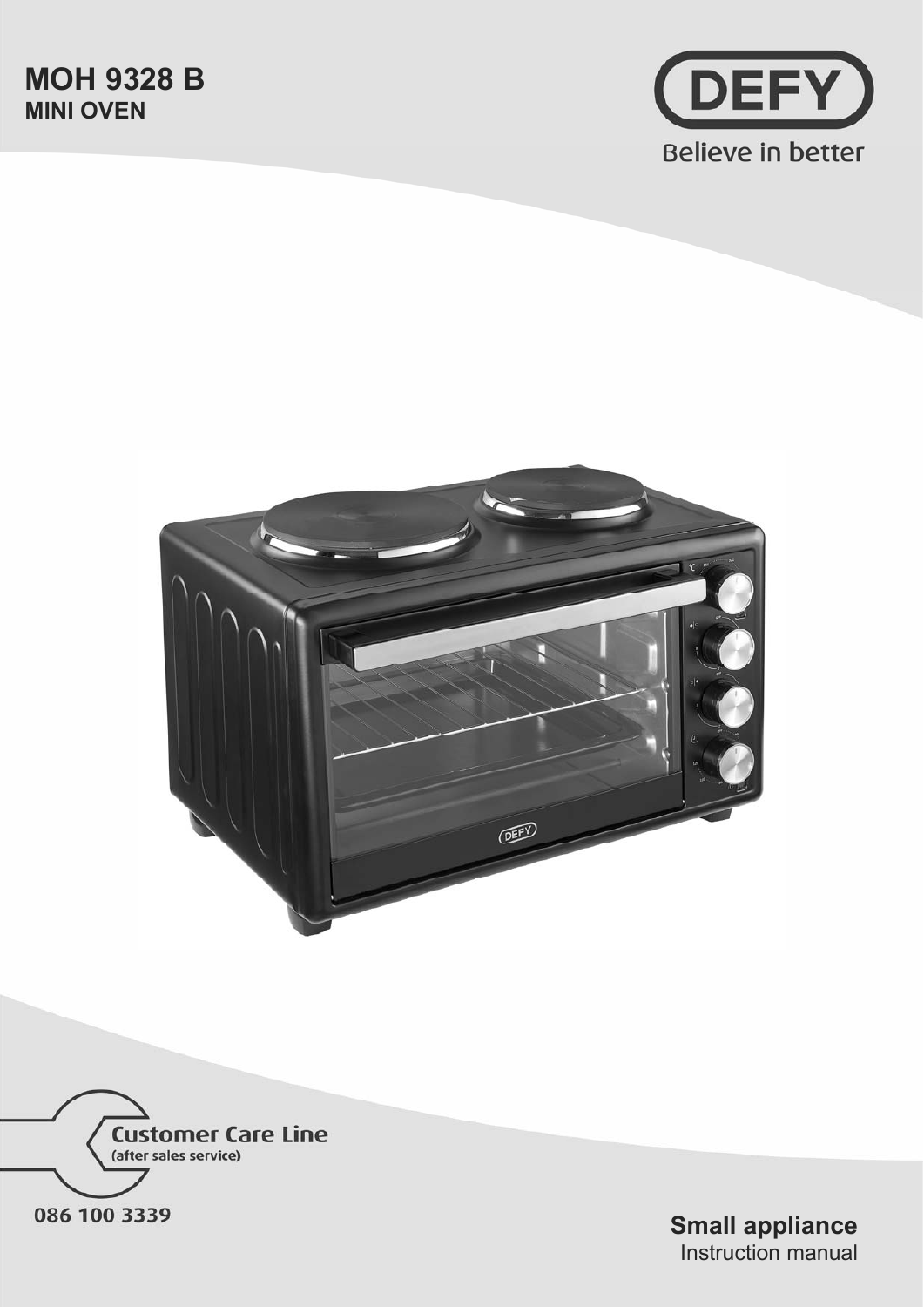# MOH 9328 B
## MINI OVEN

DEFY

Believe in better

Customer Care Line
(after sales service)

086 100 3339

**Small appliance**
Instruction manual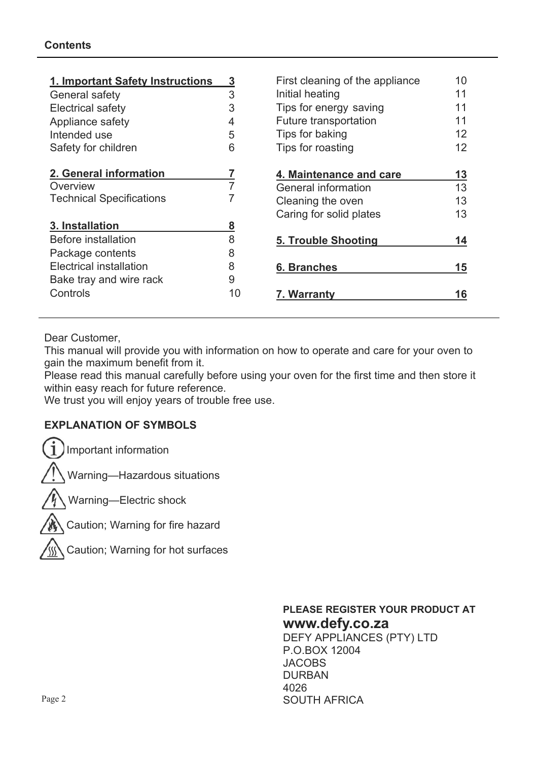## Contents

| | |
|---|---|
| **1. Important Safety Instructions** | **3** |
| General safety | 3 |
| Electrical safety | 3 |
| Appliance safety | 4 |
| Intended use | 5 |
| Safety for children | 6 |
| **2. General information** | **7** |
| Overview | 7 |
| Technical Specifications | 7 |
| **3. Installation** | **8** |
| Before installation | 8 |
| Package contents | 8 |
| Electrical installation | 8 |
| Bake tray and wire rack | 9 |
| Controls | 10 |
| First cleaning of the appliance | 10 |
| Initial heating | 11 |
| Tips for energy saving | 11 |
| Future transportation | 11 |
| Tips for baking | 12 |
| Tips for roasting | 12 |
| **4. Maintenance and care** | **13** |
| General information | 13 |
| Cleaning the oven | 13 |
| Caring for solid plates | 13 |
| **5. Trouble Shooting** | **14** |
| **6. Branches** | **15** |
| **7. Warranty** | **16** |

Dear Customer,
This manual will provide you with information on how to operate and care for your oven to gain the maximum benefit from it.
Please read this manual carefully before using your oven for the first time and then store it within easy reach for future reference.
We trust you will enjoy years of trouble free use.

**EXPLANATION OF SYMBOLS**

- Important information
- Warning—Hazardous situations
- Warning—Electric shock
- Caution; Warning for fire hazard
- Caution; Warning for hot surfaces

**PLEASE REGISTER YOUR PRODUCT AT**
**www.defy.co.za**
DEFY APPLIANCES (PTY) LTD
P.O.BOX 12004
JACOBS
DURBAN
4026
SOUTH AFRICA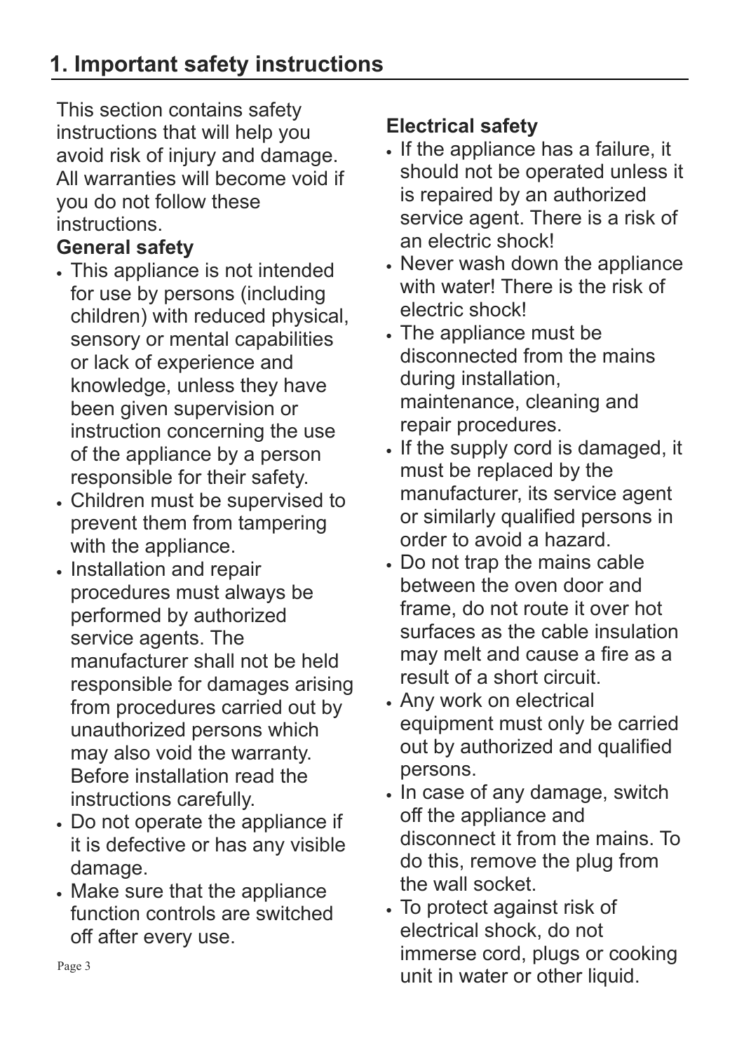# 1. Important safety instructions

This section contains safety instructions that will help you avoid risk of injury and damage. All warranties will become void if you do not follow these instructions.

**General safety**

- This appliance is not intended for use by persons (including children) with reduced physical, sensory or mental capabilities or lack of experience and knowledge, unless they have been given supervision or instruction concerning the use of the appliance by a person responsible for their safety.
- Children must be supervised to prevent them from tampering with the appliance.
- Installation and repair procedures must always be performed by authorized service agents. The manufacturer shall not be held responsible for damages arising from procedures carried out by unauthorized persons which may also void the warranty. Before installation read the instructions carefully.
- Do not operate the appliance if it is defective or has any visible damage.
- Make sure that the appliance function controls are switched off after every use.

**Electrical safety**

- If the appliance has a failure, it should not be operated unless it is repaired by an authorized service agent. There is a risk of an electric shock!
- Never wash down the appliance with water! There is the risk of electric shock!
- The appliance must be disconnected from the mains during installation, maintenance, cleaning and repair procedures.
- If the supply cord is damaged, it must be replaced by the manufacturer, its service agent or similarly qualified persons in order to avoid a hazard.
- Do not trap the mains cable between the oven door and frame, do not route it over hot surfaces as the cable insulation may melt and cause a fire as a result of a short circuit.
- Any work on electrical equipment must only be carried out by authorized and qualified persons.
- In case of any damage, switch off the appliance and disconnect it from the mains. To do this, remove the plug from the wall socket.
- To protect against risk of electrical shock, do not immerse cord, plugs or cooking unit in water or other liquid.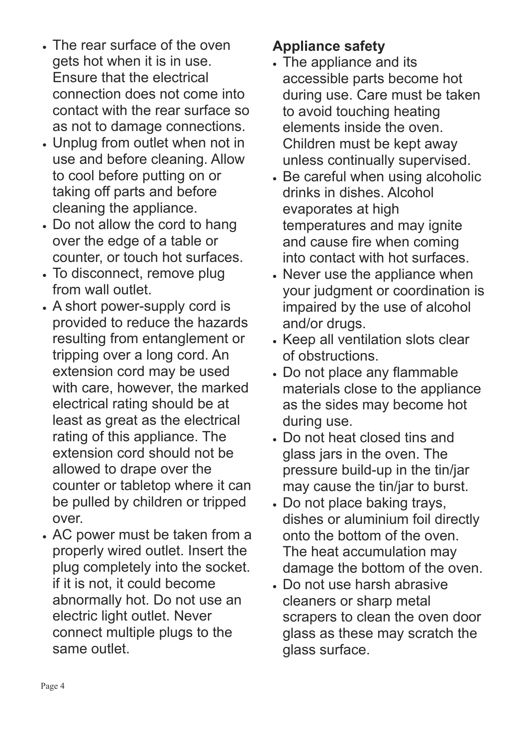- The rear surface of the oven gets hot when it is in use. Ensure that the electrical connection does not come into contact with the rear surface so as not to damage connections.
- Unplug from outlet when not in use and before cleaning. Allow to cool before putting on or taking off parts and before cleaning the appliance.
- Do not allow the cord to hang over the edge of a table or counter, or touch hot surfaces.
- To disconnect, remove plug from wall outlet.
- A short power-supply cord is provided to reduce the hazards resulting from entanglement or tripping over a long cord. An extension cord may be used with care, however, the marked electrical rating should be at least as great as the electrical rating of this appliance. The extension cord should not be allowed to drape over the counter or tabletop where it can be pulled by children or tripped over.
- AC power must be taken from a properly wired outlet. Insert the plug completely into the socket. if it is not, it could become abnormally hot. Do not use an electric light outlet. Never connect multiple plugs to the same outlet.

**Appliance safety**

- The appliance and its accessible parts become hot during use. Care must be taken to avoid touching heating elements inside the oven. Children must be kept away unless continually supervised.
- Be careful when using alcoholic drinks in dishes. Alcohol evaporates at high temperatures and may ignite and cause fire when coming into contact with hot surfaces.
- Never use the appliance when your judgment or coordination is impaired by the use of alcohol and/or drugs.
- Keep all ventilation slots clear of obstructions.
- Do not place any flammable materials close to the appliance as the sides may become hot during use.
- Do not heat closed tins and glass jars in the oven. The pressure build-up in the tin/jar may cause the tin/jar to burst.
- Do not place baking trays, dishes or aluminium foil directly onto the bottom of the oven. The heat accumulation may damage the bottom of the oven.
- Do not use harsh abrasive cleaners or sharp metal scrapers to clean the oven door glass as these may scratch the glass surface.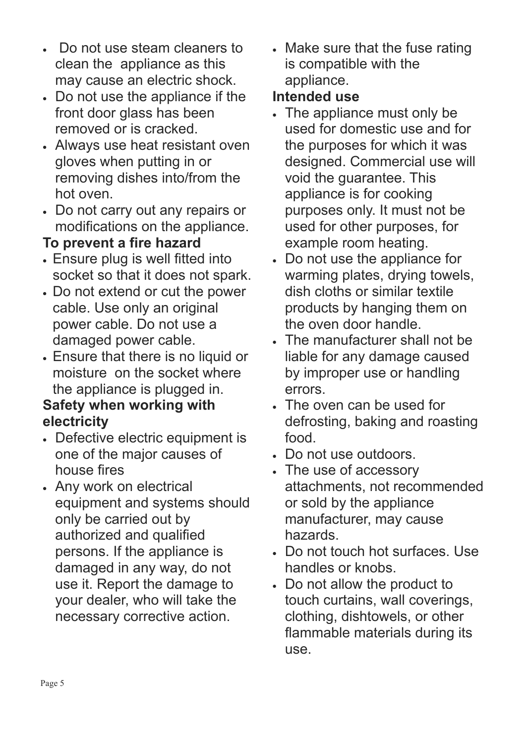- Do not use steam cleaners to clean the appliance as this may cause an electric shock.
- Do not use the appliance if the front door glass has been removed or is cracked.
- Always use heat resistant oven gloves when putting in or removing dishes into/from the hot oven.
- Do not carry out any repairs or modifications on the appliance.

**To prevent a fire hazard**

- Ensure plug is well fitted into socket so that it does not spark.
- Do not extend or cut the power cable. Use only an original power cable. Do not use a damaged power cable.
- Ensure that there is no liquid or moisture on the socket where the appliance is plugged in.

**Safety when working with electricity**

- Defective electric equipment is one of the major causes of house fires
- Any work on electrical equipment and systems should only be carried out by authorized and qualified persons. If the appliance is damaged in any way, do not use it. Report the damage to your dealer, who will take the necessary corrective action.
- Make sure that the fuse rating is compatible with the appliance.

**Intended use**

- The appliance must only be used for domestic use and for the purposes for which it was designed. Commercial use will void the guarantee. This appliance is for cooking purposes only. It must not be used for other purposes, for example room heating.
- Do not use the appliance for warming plates, drying towels, dish cloths or similar textile products by hanging them on the oven door handle.
- The manufacturer shall not be liable for any damage caused by improper use or handling errors.
- The oven can be used for defrosting, baking and roasting food.
- Do not use outdoors.
- The use of accessory attachments, not recommended or sold by the appliance manufacturer, may cause hazards.
- Do not touch hot surfaces. Use handles or knobs.
- Do not allow the product to touch curtains, wall coverings, clothing, dishtowels, or other flammable materials during its use.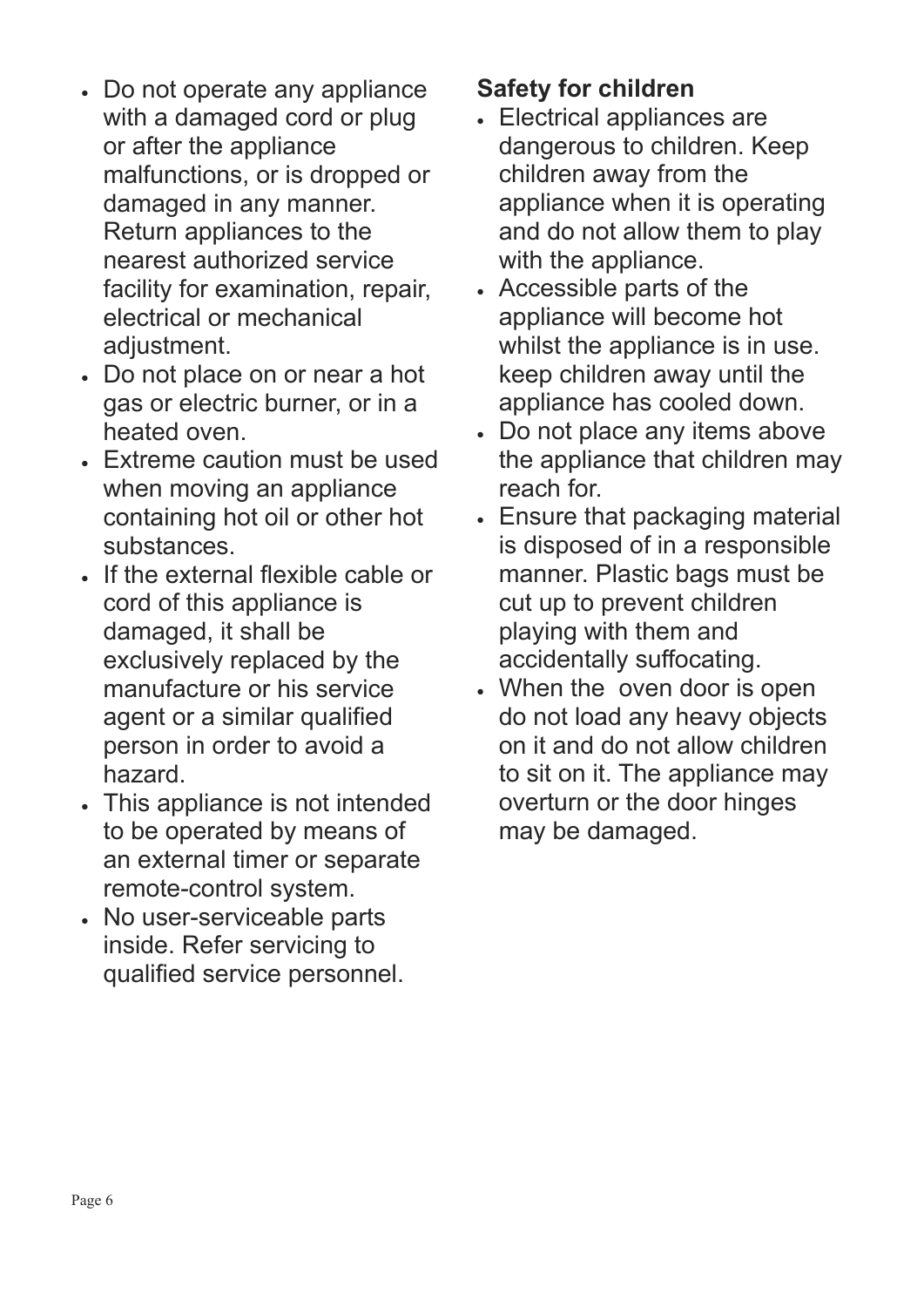- Do not operate any appliance with a damaged cord or plug or after the appliance malfunctions, or is dropped or damaged in any manner. Return appliances to the nearest authorized service facility for examination, repair, electrical or mechanical adjustment.
- Do not place on or near a hot gas or electric burner, or in a heated oven.
- Extreme caution must be used when moving an appliance containing hot oil or other hot substances.
- If the external flexible cable or cord of this appliance is damaged, it shall be exclusively replaced by the manufacture or his service agent or a similar qualified person in order to avoid a hazard.
- This appliance is not intended to be operated by means of an external timer or separate remote-control system.
- No user-serviceable parts inside. Refer servicing to qualified service personnel.

**Safety for children**

- Electrical appliances are dangerous to children. Keep children away from the appliance when it is operating and do not allow them to play with the appliance.
- Accessible parts of the appliance will become hot whilst the appliance is in use. keep children away until the appliance has cooled down.
- Do not place any items above the appliance that children may reach for.
- Ensure that packaging material is disposed of in a responsible manner. Plastic bags must be cut up to prevent children playing with them and accidentally suffocating.
- When the oven door is open do not load any heavy objects on it and do not allow children to sit on it. The appliance may overturn or the door hinges may be damaged.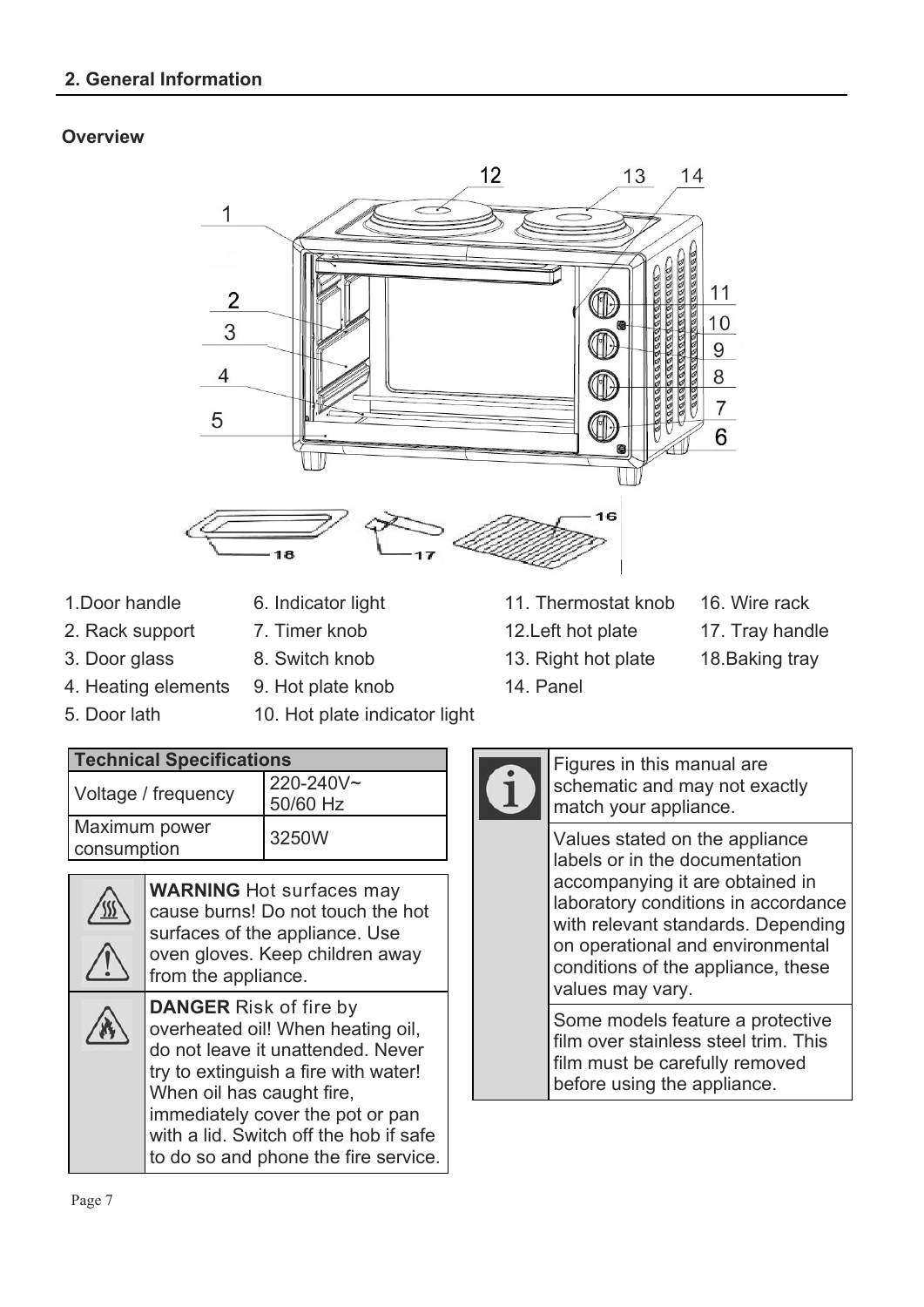## 2. General Information

### Overview

1. Door handle
2. Rack support
3. Door glass
4. Heating elements
5. Door lath
6. Indicator light
7. Timer knob
8. Switch knob
9. Hot plate knob
10. Hot plate indicator light
11. Thermostat knob
12. Left hot plate
13. Right hot plate
14. Panel
16. Wire rack
17. Tray handle
18. Baking tray

| Technical Specifications | |
|---|---|
| Voltage / frequency | 220-240V~ 50/60 Hz |
| Maximum power consumption | 3250W |

**WARNING** Hot surfaces may cause burns! Do not touch the hot surfaces of the appliance. Use oven gloves. Keep children away from the appliance.

**DANGER** Risk of fire by overheated oil! When heating oil, do not leave it unattended. Never try to extinguish a fire with water! When oil has caught fire, immediately cover the pot or pan with a lid. Switch off the hob if safe to do so and phone the fire service.

Figures in this manual are schematic and may not exactly match your appliance.

Values stated on the appliance labels or in the documentation accompanying it are obtained in laboratory conditions in accordance with relevant standards. Depending on operational and environmental conditions of the appliance, these values may vary.

Some models feature a protective film over stainless steel trim. This film must be carefully removed before using the appliance.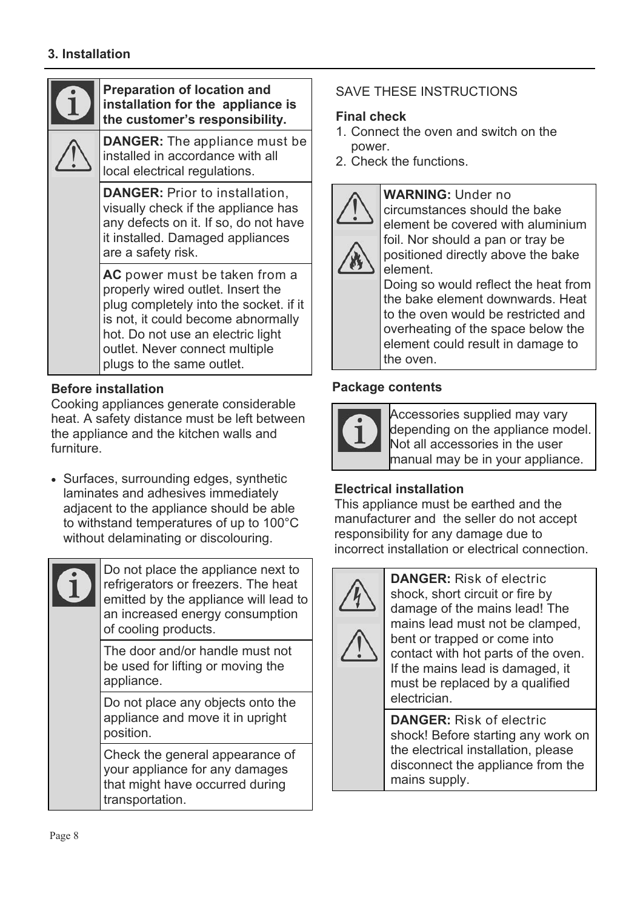## 3. Installation

**Preparation of location and installation for the appliance is the customer's responsibility.**

**DANGER:** The appliance must be installed in accordance with all local electrical regulations.

**DANGER:** Prior to installation, visually check if the appliance has any defects on it. If so, do not have it installed. Damaged appliances are a safety risk.

**AC** power must be taken from a properly wired outlet. Insert the plug completely into the socket. if it is not, it could become abnormally hot. Do not use an electric light outlet. Never connect multiple plugs to the same outlet.

### Before installation

Cooking appliances generate considerable heat. A safety distance must be left between the appliance and the kitchen walls and furniture.

- Surfaces, surrounding edges, synthetic laminates and adhesives immediately adjacent to the appliance should be able to withstand temperatures of up to 100°C without delaminating or discolouring.

Do not place the appliance next to refrigerators or freezers. The heat emitted by the appliance will lead to an increased energy consumption of cooling products.

The door and/or handle must not be used for lifting or moving the appliance.

Do not place any objects onto the appliance and move it in upright position.

Check the general appearance of your appliance for any damages that might have occurred during transportation.

SAVE THESE INSTRUCTIONS

### Final check

1. Connect the oven and switch on the power.
2. Check the functions.

**WARNING:** Under no circumstances should the bake element be covered with aluminium foil. Nor should a pan or tray be positioned directly above the bake element.
Doing so would reflect the heat from the bake element downwards. Heat to the oven would be restricted and overheating of the space below the element could result in damage to the oven.

### Package contents

Accessories supplied may vary depending on the appliance model. Not all accessories in the user manual may be in your appliance.

### Electrical installation

This appliance must be earthed and the manufacturer and the seller do not accept responsibility for any damage due to incorrect installation or electrical connection.

**DANGER:** Risk of electric shock, short circuit or fire by damage of the mains lead! The mains lead must not be clamped, bent or trapped or come into contact with hot parts of the oven. If the mains lead is damaged, it must be replaced by a qualified electrician.

**DANGER:** Risk of electric shock! Before starting any work on the electrical installation, please disconnect the appliance from the mains supply.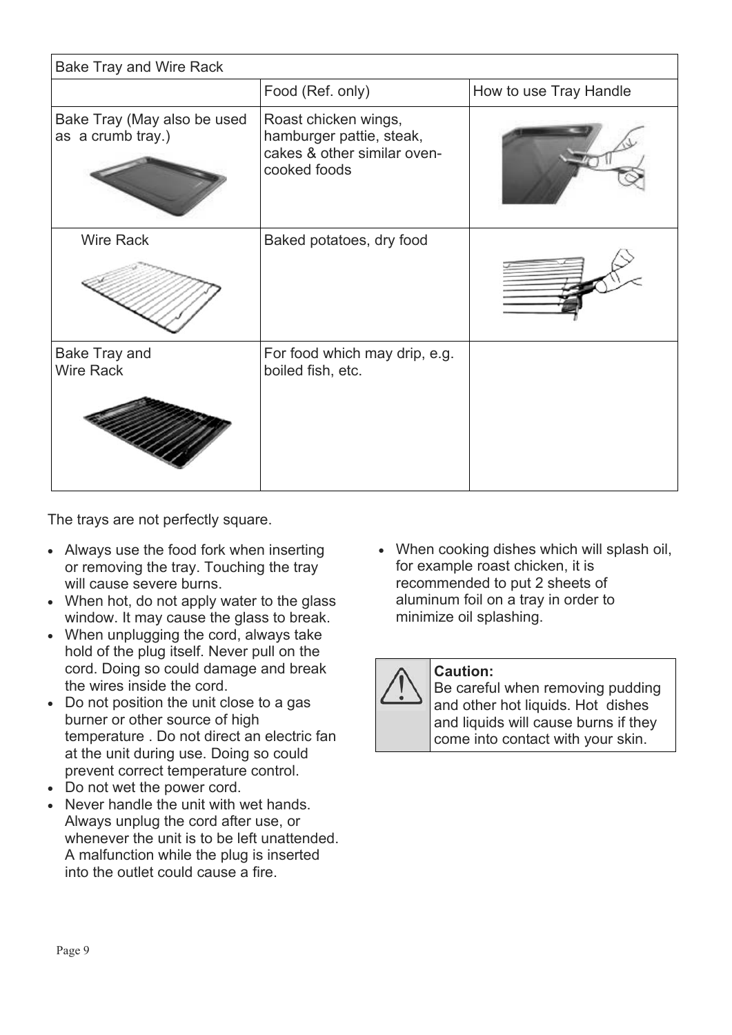| Bake Tray and Wire Rack | | |
|---|---|---|
| | Food (Ref. only) | How to use Tray Handle |
| Bake Tray (May also be used as a crumb tray.) | Roast chicken wings, hamburger pattie, steak, cakes & other similar oven-cooked foods | |
| Wire Rack | Baked potatoes, dry food | |
| Bake Tray and Wire Rack | For food which may drip, e.g. boiled fish, etc. | |

The trays are not perfectly square.

- Always use the food fork when inserting or removing the tray. Touching the tray will cause severe burns.
- When hot, do not apply water to the glass window. It may cause the glass to break.
- When unplugging the cord, always take hold of the plug itself. Never pull on the cord. Doing so could damage and break the wires inside the cord.
- Do not position the unit close to a gas burner or other source of high temperature . Do not direct an electric fan at the unit during use. Doing so could prevent correct temperature control.
- Do not wet the power cord.
- Never handle the unit with wet hands. Always unplug the cord after use, or whenever the unit is to be left unattended. A malfunction while the plug is inserted into the outlet could cause a fire.
- When cooking dishes which will splash oil, for example roast chicken, it is recommended to put 2 sheets of aluminum foil on a tray in order to minimize oil splashing.

**Caution:**
Be careful when removing pudding and other hot liquids. Hot dishes and liquids will cause burns if they come into contact with your skin.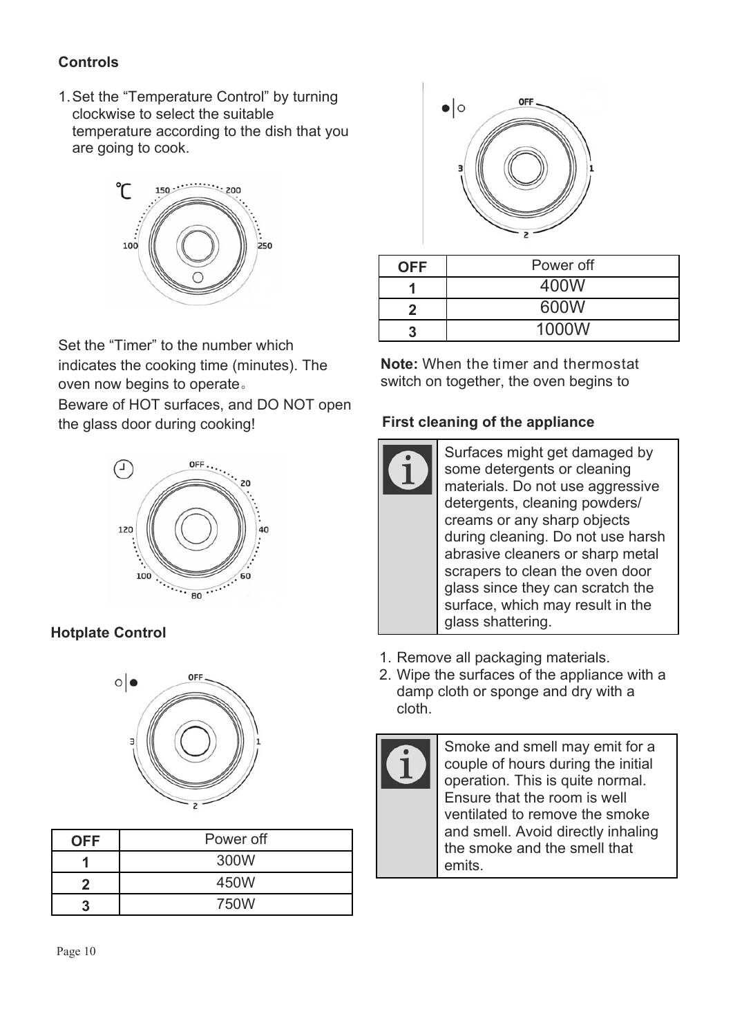## Controls

1. Set the "Temperature Control" by turning clockwise to select the suitable temperature according to the dish that you are going to cook.

Set the "Timer" to the number which indicates the cooking time (minutes). The oven now begins to operate。

Beware of HOT surfaces, and DO NOT open the glass door during cooking!

## Hotplate Control

| OFF | Power off |
|---|---|
| 1 | 300W |
| 2 | 450W |
| 3 | 750W |

| OFF | Power off |
|---|---|
| 1 | 400W |
| 2 | 600W |
| 3 | 1000W |

**Note:** When the timer and thermostat switch on together, the oven begins to

## First cleaning of the appliance

> Surfaces might get damaged by some detergents or cleaning materials. Do not use aggressive detergents, cleaning powders/ creams or any sharp objects during cleaning. Do not use harsh abrasive cleaners or sharp metal scrapers to clean the oven door glass since they can scratch the surface, which may result in the glass shattering.

1. Remove all packaging materials.
2. Wipe the surfaces of the appliance with a damp cloth or sponge and dry with a cloth.

> Smoke and smell may emit for a couple of hours during the initial operation. This is quite normal. Ensure that the room is well ventilated to remove the smoke and smell. Avoid directly inhaling the smoke and the smell that emits.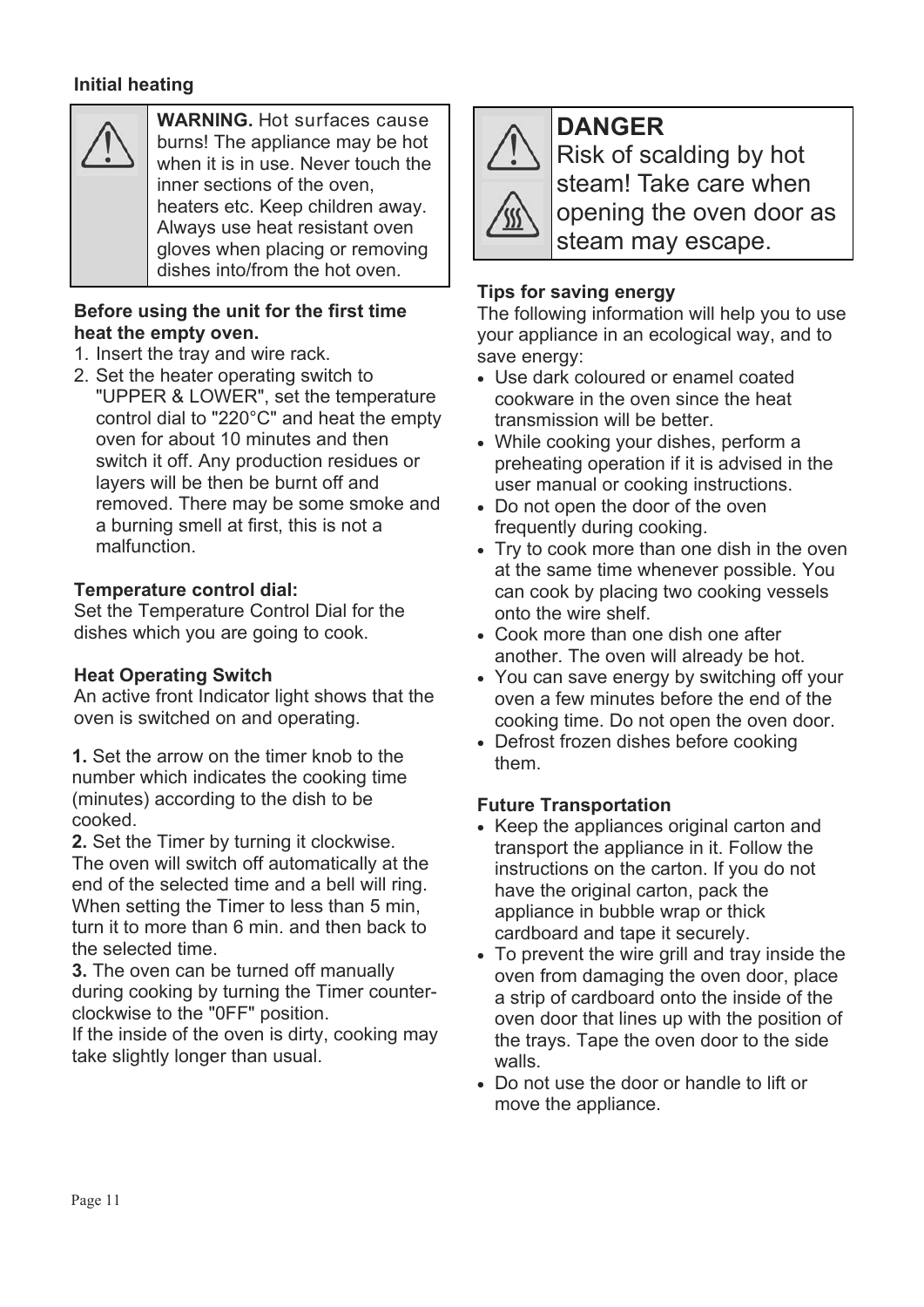### Initial heating

**WARNING.** Hot surfaces cause burns! The appliance may be hot when it is in use. Never touch the inner sections of the oven, heaters etc. Keep children away. Always use heat resistant oven gloves when placing or removing dishes into/from the hot oven.

**Before using the unit for the first time heat the empty oven.**

1. Insert the tray and wire rack.
2. Set the heater operating switch to "UPPER & LOWER", set the temperature control dial to "220°C" and heat the empty oven for about 10 minutes and then switch it off. Any production residues or layers will be then be burnt off and removed. There may be some smoke and a burning smell at first, this is not a malfunction.

**Temperature control dial:**
Set the Temperature Control Dial for the dishes which you are going to cook.

**Heat Operating Switch**
An active front Indicator light shows that the oven is switched on and operating.

**1.** Set the arrow on the timer knob to the number which indicates the cooking time (minutes) according to the dish to be cooked.
**2.** Set the Timer by turning it clockwise. The oven will switch off automatically at the end of the selected time and a bell will ring. When setting the Timer to less than 5 min, turn it to more than 6 min. and then back to the selected time.
**3.** The oven can be turned off manually during cooking by turning the Timer counter-clockwise to the "0FF" position.
If the inside of the oven is dirty, cooking may take slightly longer than usual.

**DANGER**
Risk of scalding by hot steam! Take care when opening the oven door as steam may escape.

**Tips for saving energy**
The following information will help you to use your appliance in an ecological way, and to save energy:

- Use dark coloured or enamel coated cookware in the oven since the heat transmission will be better.
- While cooking your dishes, perform a preheating operation if it is advised in the user manual or cooking instructions.
- Do not open the door of the oven frequently during cooking.
- Try to cook more than one dish in the oven at the same time whenever possible. You can cook by placing two cooking vessels onto the wire shelf.
- Cook more than one dish one after another. The oven will already be hot.
- You can save energy by switching off your oven a few minutes before the end of the cooking time. Do not open the oven door.
- Defrost frozen dishes before cooking them.

**Future Transportation**

- Keep the appliances original carton and transport the appliance in it. Follow the instructions on the carton. If you do not have the original carton, pack the appliance in bubble wrap or thick cardboard and tape it securely.
- To prevent the wire grill and tray inside the oven from damaging the oven door, place a strip of cardboard onto the inside of the oven door that lines up with the position of the trays. Tape the oven door to the side walls.
- Do not use the door or handle to lift or move the appliance.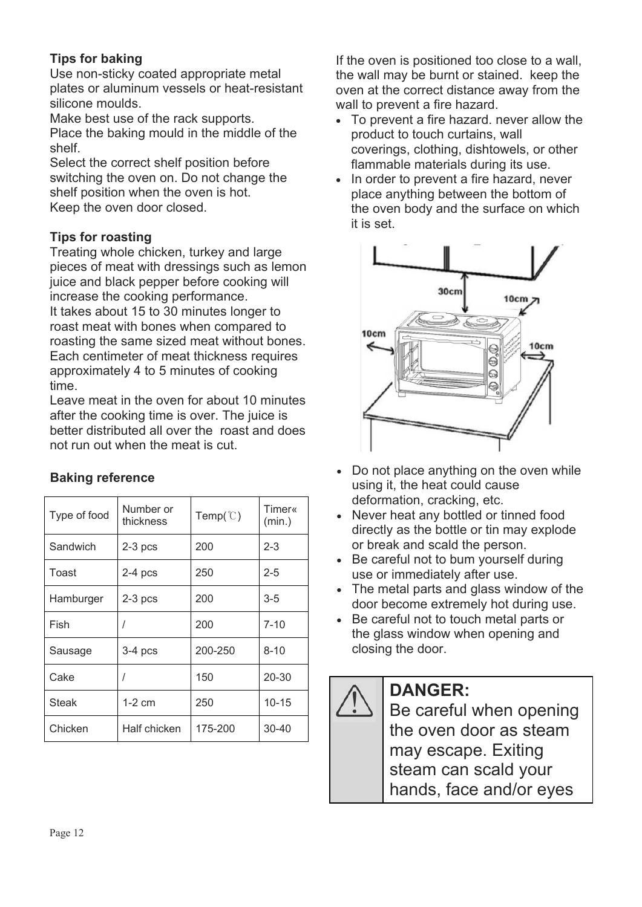**Tips for baking**

Use non-sticky coated appropriate metal plates or aluminum vessels or heat-resistant silicone moulds.
Make best use of the rack supports.
Place the baking mould in the middle of the shelf.
Select the correct shelf position before switching the oven on. Do not change the shelf position when the oven is hot.
Keep the oven door closed.

**Tips for roasting**

Treating whole chicken, turkey and large pieces of meat with dressings such as lemon juice and black pepper before cooking will increase the cooking performance.
It takes about 15 to 30 minutes longer to roast meat with bones when compared to roasting the same sized meat without bones.
Each centimeter of meat thickness requires approximately 4 to 5 minutes of cooking time.
Leave meat in the oven for about 10 minutes after the cooking time is over. The juice is better distributed all over the roast and does not run out when the meat is cut.

**Baking reference**

| Type of food | Number or thickness | Temp(℃) | Timer« (min.) |
|---|---|---|---|
| Sandwich | 2-3 pcs | 200 | 2-3 |
| Toast | 2-4 pcs | 250 | 2-5 |
| Hamburger | 2-3 pcs | 200 | 3-5 |
| Fish | / | 200 | 7-10 |
| Sausage | 3-4 pcs | 200-250 | 8-10 |
| Cake | / | 150 | 20-30 |
| Steak | 1-2 cm | 250 | 10-15 |
| Chicken | Half chicken | 175-200 | 30-40 |

If the oven is positioned too close to a wall, the wall may be burnt or stained. keep the oven at the correct distance away from the wall to prevent a fire hazard.

- To prevent a fire hazard. never allow the product to touch curtains, wall coverings, clothing, dishtowels, or other flammable materials during its use.
- In order to prevent a fire hazard, never place anything between the bottom of the oven body and the surface on which it is set.

30cm 10cm 10cm 10cm

- Do not place anything on the oven while using it, the heat could cause deformation, cracking, etc.
- Never heat any bottled or tinned food directly as the bottle or tin may explode or break and scald the person.
- Be careful not to bum yourself during use or immediately after use.
- The metal parts and glass window of the door become extremely hot during use.
- Be careful not to touch metal parts or the glass window when opening and closing the door.

**DANGER:**
Be careful when opening the oven door as steam may escape. Exiting steam can scald your hands, face and/or eyes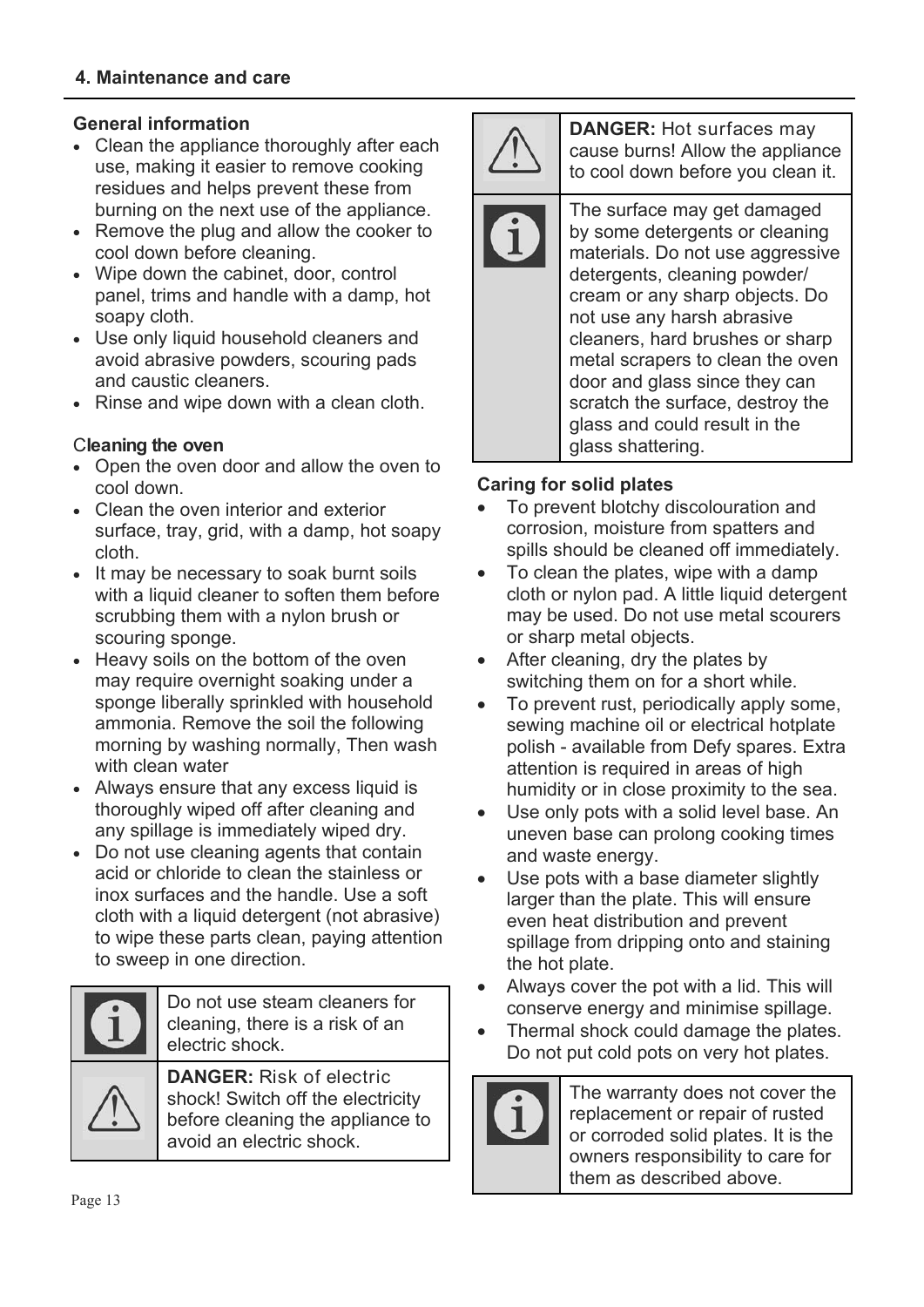## 4. Maintenance and care

### General information

- Clean the appliance thoroughly after each use, making it easier to remove cooking residues and helps prevent these from burning on the next use of the appliance.
- Remove the plug and allow the cooker to cool down before cleaning.
- Wipe down the cabinet, door, control panel, trims and handle with a damp, hot soapy cloth.
- Use only liquid household cleaners and avoid abrasive powders, scouring pads and caustic cleaners.
- Rinse and wipe down with a clean cloth.

### Cleaning the oven

- Open the oven door and allow the oven to cool down.
- Clean the oven interior and exterior surface, tray, grid, with a damp, hot soapy cloth.
- It may be necessary to soak burnt soils with a liquid cleaner to soften them before scrubbing them with a nylon brush or scouring sponge.
- Heavy soils on the bottom of the oven may require overnight soaking under a sponge liberally sprinkled with household ammonia. Remove the soil the following morning by washing normally, Then wash with clean water
- Always ensure that any excess liquid is thoroughly wiped off after cleaning and any spillage is immediately wiped dry.
- Do not use cleaning agents that contain acid or chloride to clean the stainless or inox surfaces and the handle. Use a soft cloth with a liquid detergent (not abrasive) to wipe these parts clean, paying attention to sweep in one direction.

| | |
|---|---|
| ℹ | Do not use steam cleaners for cleaning, there is a risk of an electric shock. |
| ⚠ | **DANGER:** Risk of electric shock! Switch off the electricity before cleaning the appliance to avoid an electric shock. |

| | |
|---|---|
| ⚠ | **DANGER:** Hot surfaces may cause burns! Allow the appliance to cool down before you clean it. |
| ℹ | The surface may get damaged by some detergents or cleaning materials. Do not use aggressive detergents, cleaning powder/ cream or any sharp objects. Do not use any harsh abrasive cleaners, hard brushes or sharp metal scrapers to clean the oven door and glass since they can scratch the surface, destroy the glass and could result in the glass shattering. |

### Caring for solid plates

- To prevent blotchy discolouration and corrosion, moisture from spatters and spills should be cleaned off immediately.
- To clean the plates, wipe with a damp cloth or nylon pad. A little liquid detergent may be used. Do not use metal scourers or sharp metal objects.
- After cleaning, dry the plates by switching them on for a short while.
- To prevent rust, periodically apply some, sewing machine oil or electrical hotplate polish - available from Defy spares. Extra attention is required in areas of high humidity or in close proximity to the sea.
- Use only pots with a solid level base. An uneven base can prolong cooking times and waste energy.
- Use pots with a base diameter slightly larger than the plate. This will ensure even heat distribution and prevent spillage from dripping onto and staining the hot plate.
- Always cover the pot with a lid. This will conserve energy and minimise spillage.
- Thermal shock could damage the plates. Do not put cold pots on very hot plates.

| | |
|---|---|
| ℹ | The warranty does not cover the replacement or repair of rusted or corroded solid plates. It is the owners responsibility to care for them as described above. |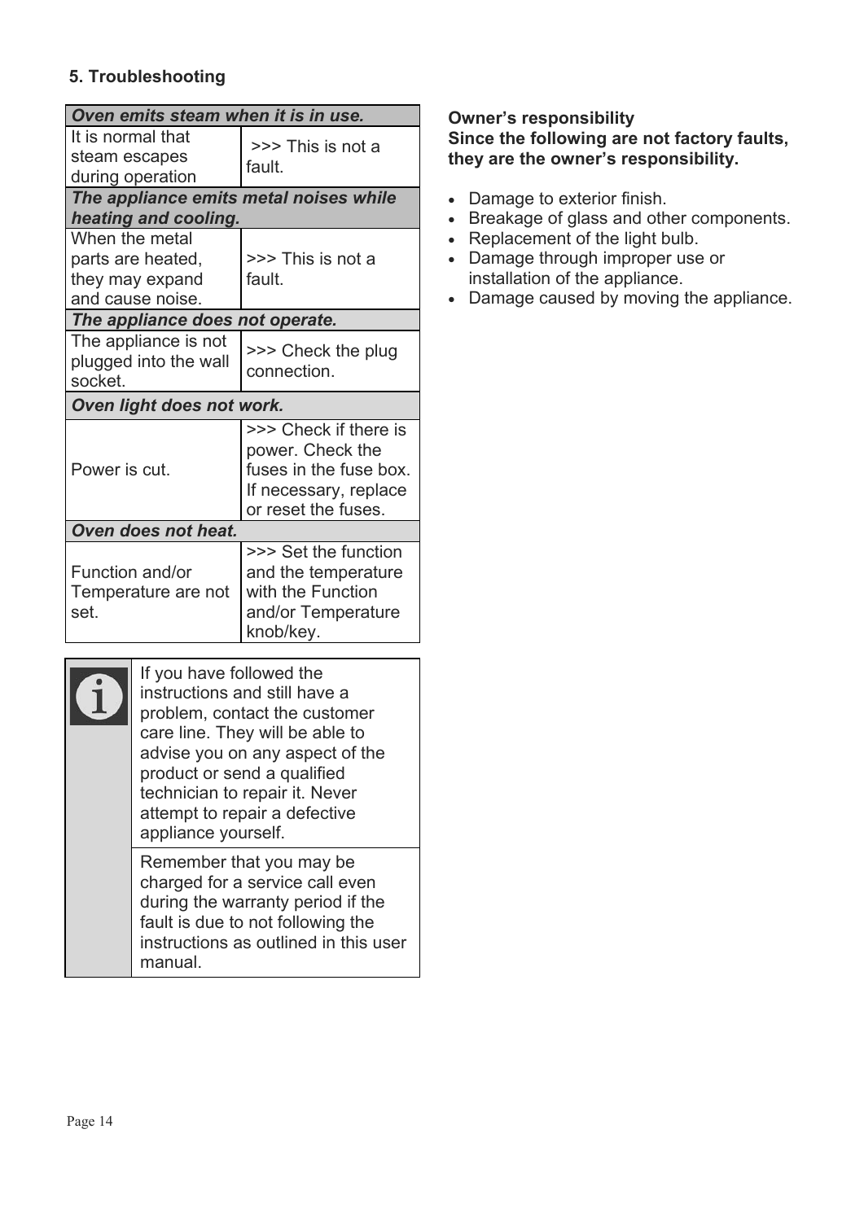## 5. Troubleshooting

| ***Oven emits steam when it is in use.*** | |
|---|---|
| It is normal that steam escapes during operation | >>> This is not a fault. |
| ***The appliance emits metal noises while heating and cooling.*** | |
| When the metal parts are heated, they may expand and cause noise. | >>> This is not a fault. |
| ***The appliance does not operate.*** | |
| The appliance is not plugged into the wall socket. | >>> Check the plug connection. |
| ***Oven light does not work.*** | |
| Power is cut. | >>> Check if there is power. Check the fuses in the fuse box. If necessary, replace or reset the fuses. |
| ***Oven does not heat.*** | |
| Function and/or Temperature are not set. | >>> Set the function and the temperature with the Function and/or Temperature knob/key. |

If you have followed the instructions and still have a problem, contact the customer care line. They will be able to advise you on any aspect of the product or send a qualified technician to repair it. Never attempt to repair a defective appliance yourself.

Remember that you may be charged for a service call even during the warranty period if the fault is due to not following the instructions as outlined in this user manual.

**Owner's responsibility**
**Since the following are not factory faults, they are the owner's responsibility.**

- Damage to exterior finish.
- Breakage of glass and other components.
- Replacement of the light bulb.
- Damage through improper use or installation of the appliance.
- Damage caused by moving the appliance.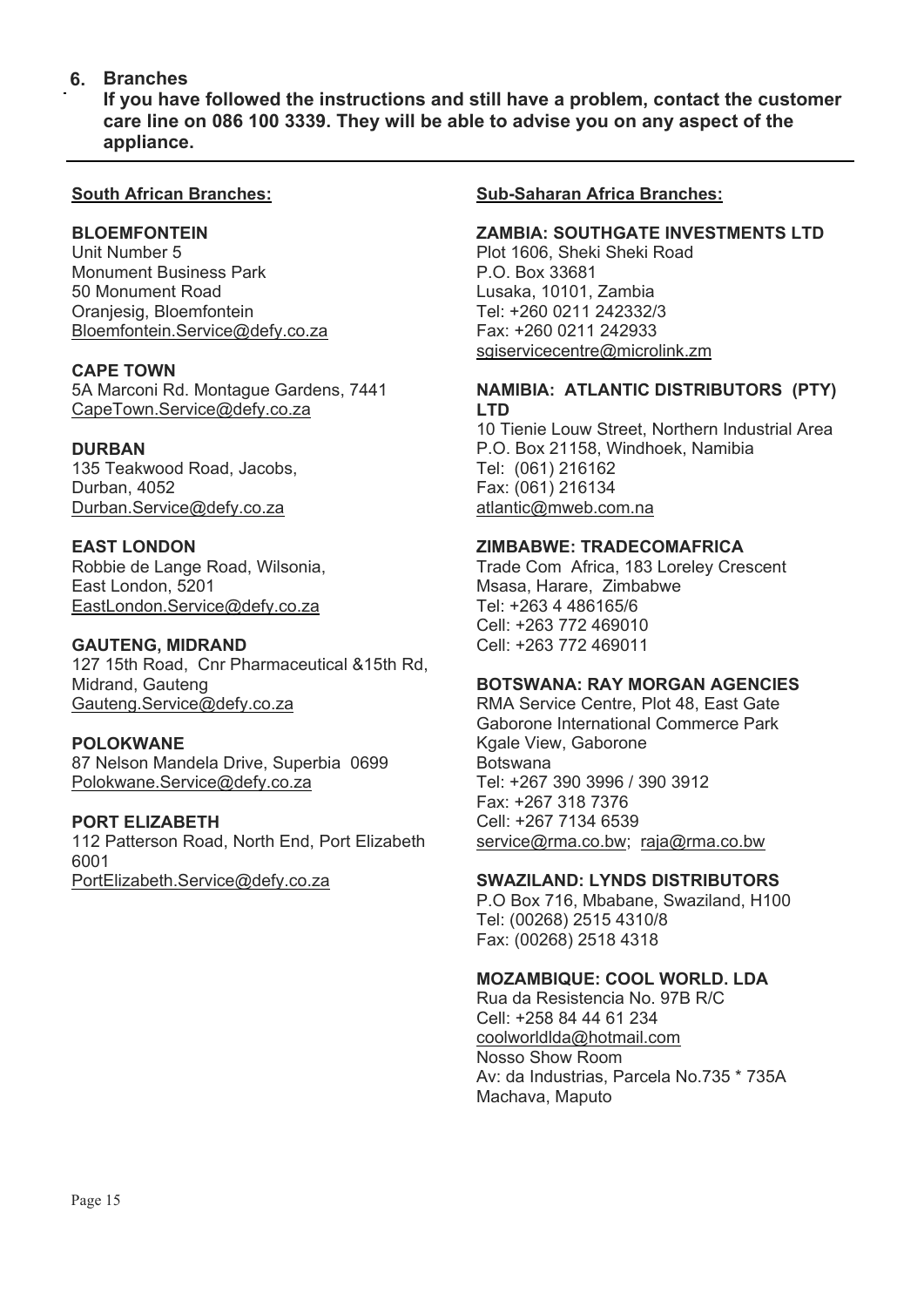## 6. Branches

**If you have followed the instructions and still have a problem, contact the customer care line on 086 100 3339. They will be able to advise you on any aspect of the appliance.**

### South African Branches:

**BLOEMFONTEIN**
Unit Number 5
Monument Business Park
50 Monument Road
Oranjesig, Bloemfontein
Bloemfontein.Service@defy.co.za

**CAPE TOWN**
5A Marconi Rd. Montague Gardens, 7441
CapeTown.Service@defy.co.za

**DURBAN**
135 Teakwood Road, Jacobs,
Durban, 4052
Durban.Service@defy.co.za

**EAST LONDON**
Robbie de Lange Road, Wilsonia,
East London, 5201
EastLondon.Service@defy.co.za

**GAUTENG, MIDRAND**
127 15th Road, Cnr Pharmaceutical &15th Rd,
Midrand, Gauteng
Gauteng.Service@defy.co.za

**POLOKWANE**
87 Nelson Mandela Drive, Superbia 0699
Polokwane.Service@defy.co.za

**PORT ELIZABETH**
112 Patterson Road, North End, Port Elizabeth
6001
PortElizabeth.Service@defy.co.za

### Sub-Saharan Africa Branches:

**ZAMBIA: SOUTHGATE INVESTMENTS LTD**
Plot 1606, Sheki Sheki Road
P.O. Box 33681
Lusaka, 10101, Zambia
Tel: +260 0211 242332/3
Fax: +260 0211 242933
sgiservicecentre@microlink.zm

**NAMIBIA: ATLANTIC DISTRIBUTORS (PTY) LTD**
10 Tienie Louw Street, Northern Industrial Area
P.O. Box 21158, Windhoek, Namibia
Tel: (061) 216162
Fax: (061) 216134
atlantic@mweb.com.na

**ZIMBABWE: TRADECOMAFRICA**
Trade Com Africa, 183 Loreley Crescent
Msasa, Harare, Zimbabwe
Tel: +263 4 486165/6
Cell: +263 772 469010
Cell: +263 772 469011

**BOTSWANA: RAY MORGAN AGENCIES**
RMA Service Centre, Plot 48, East Gate
Gaborone International Commerce Park
Kgale View, Gaborone
Botswana
Tel: +267 390 3996 / 390 3912
Fax: +267 318 7376
Cell: +267 7134 6539
service@rma.co.bw; raja@rma.co.bw

**SWAZILAND: LYNDS DISTRIBUTORS**
P.O Box 716, Mbabane, Swaziland, H100
Tel: (00268) 2515 4310/8
Fax: (00268) 2518 4318

**MOZAMBIQUE: COOL WORLD. LDA**
Rua da Resistencia No. 97B R/C
Cell: +258 84 44 61 234
coolworldlda@hotmail.com
Nosso Show Room
Av: da Industrias, Parcela No.735 * 735A
Machava, Maputo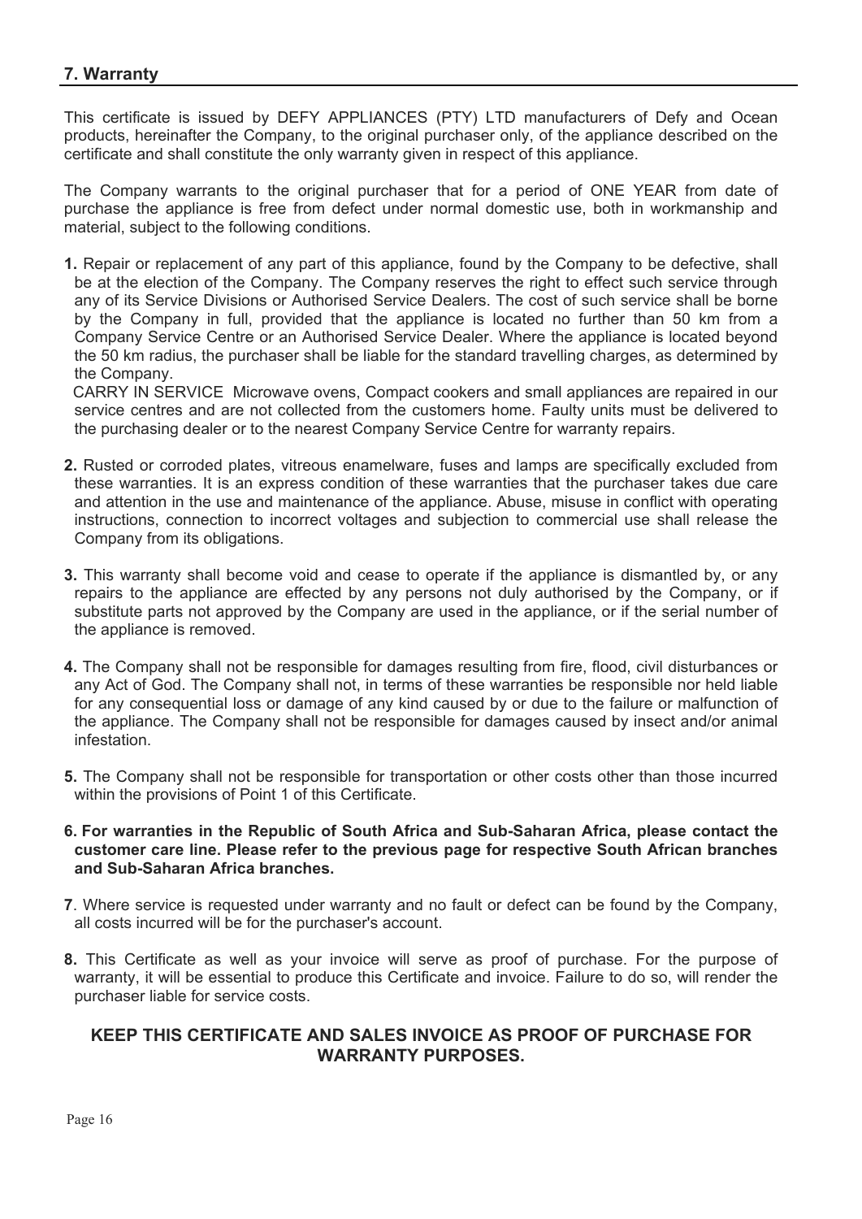## 7. Warranty

This certificate is issued by DEFY APPLIANCES (PTY) LTD manufacturers of Defy and Ocean products, hereinafter the Company, to the original purchaser only, of the appliance described on the certificate and shall constitute the only warranty given in respect of this appliance.

The Company warrants to the original purchaser that for a period of ONE YEAR from date of purchase the appliance is free from defect under normal domestic use, both in workmanship and material, subject to the following conditions.

**1.** Repair or replacement of any part of this appliance, found by the Company to be defective, shall be at the election of the Company. The Company reserves the right to effect such service through any of its Service Divisions or Authorised Service Dealers. The cost of such service shall be borne by the Company in full, provided that the appliance is located no further than 50 km from a Company Service Centre or an Authorised Service Dealer. Where the appliance is located beyond the 50 km radius, the purchaser shall be liable for the standard travelling charges, as determined by the Company.
CARRY IN SERVICE Microwave ovens, Compact cookers and small appliances are repaired in our service centres and are not collected from the customers home. Faulty units must be delivered to the purchasing dealer or to the nearest Company Service Centre for warranty repairs.

**2.** Rusted or corroded plates, vitreous enamelware, fuses and lamps are specifically excluded from these warranties. It is an express condition of these warranties that the purchaser takes due care and attention in the use and maintenance of the appliance. Abuse, misuse in conflict with operating instructions, connection to incorrect voltages and subjection to commercial use shall release the Company from its obligations.

**3.** This warranty shall become void and cease to operate if the appliance is dismantled by, or any repairs to the appliance are effected by any persons not duly authorised by the Company, or if substitute parts not approved by the Company are used in the appliance, or if the serial number of the appliance is removed.

**4.** The Company shall not be responsible for damages resulting from fire, flood, civil disturbances or any Act of God. The Company shall not, in terms of these warranties be responsible nor held liable for any consequential loss or damage of any kind caused by or due to the failure or malfunction of the appliance. The Company shall not be responsible for damages caused by insect and/or animal infestation.

**5.** The Company shall not be responsible for transportation or other costs other than those incurred within the provisions of Point 1 of this Certificate.

**6. For warranties in the Republic of South Africa and Sub-Saharan Africa, please contact the customer care line. Please refer to the previous page for respective South African branches and Sub-Saharan Africa branches.**

**7**. Where service is requested under warranty and no fault or defect can be found by the Company, all costs incurred will be for the purchaser's account.

**8.** This Certificate as well as your invoice will serve as proof of purchase. For the purpose of warranty, it will be essential to produce this Certificate and invoice. Failure to do so, will render the purchaser liable for service costs.

**KEEP THIS CERTIFICATE AND SALES INVOICE AS PROOF OF PURCHASE FOR WARRANTY PURPOSES.**